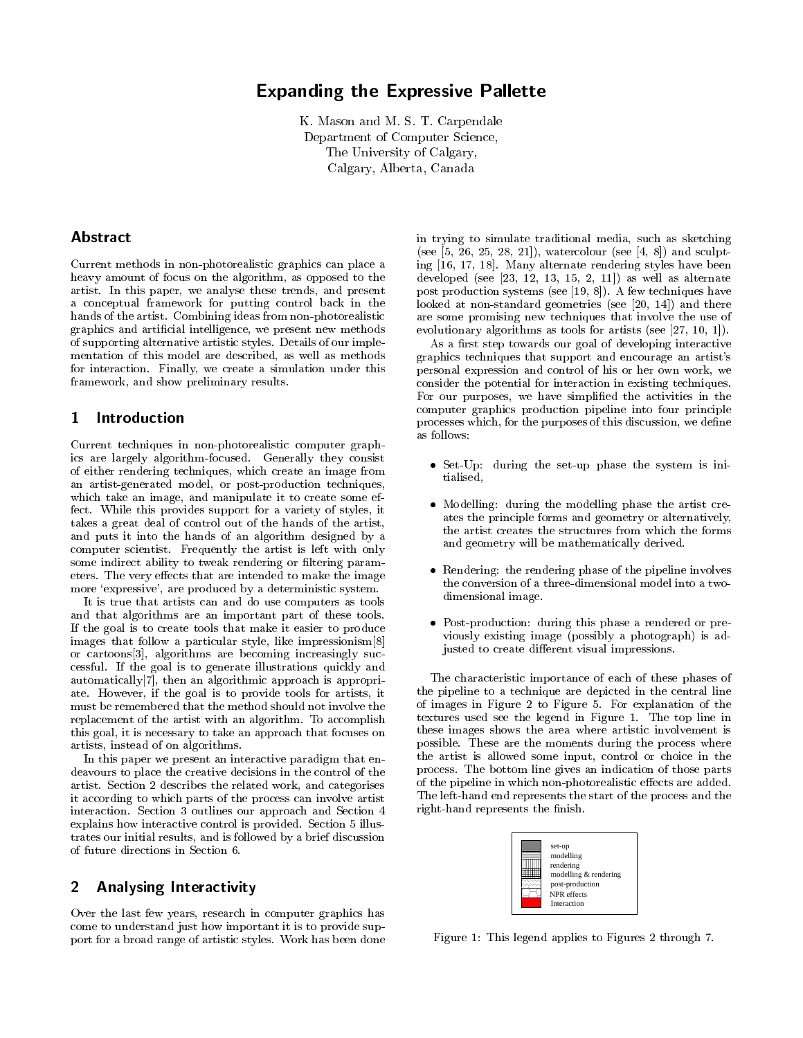# Expanding the Expressive Pallette

K. Mason and M. S. T. Carpendale
Department of Computer Science,
The University of Calgary,
Calgary, Alberta, Canada

## Abstract

Current methods in non-photorealistic graphics can place a heavy amount of focus on the algorithm, as opposed to the artist. In this paper, we analyse these trends, and present a conceptual framework for putting control back in the hands of the artist. Combining ideas from non-photorealistic graphics and artificial intelligence, we present new methods of supporting alternative artistic styles. Details of our implementation of this model are described, as well as methods for interaction. Finally, we create a simulation under this framework, and show preliminary results.

## 1 Introduction

Current techniques in non-photorealistic computer graphics are largely algorithm-focused. Generally they consist of either rendering techniques, which create an image from an artist-generated model, or post-production techniques, which take an image, and manipulate it to create some effect. While this provides support for a variety of styles, it takes a great deal of control out of the hands of the artist, and puts it into the hands of an algorithm designed by a computer scientist. Frequently the artist is left with only some indirect ability to tweak rendering or filtering parameters. The very effects that are intended to make the image more 'expressive', are produced by a deterministic system.

It is true that artists can and do use computers as tools and that algorithms are an important part of these tools. If the goal is to create tools that make it easier to produce images that follow a particular style, like impressionism[8] or cartoons[3], algorithms are becoming increasingly successful. If the goal is to generate illustrations quickly and automatically[7], then an algorithmic approach is appropriate. However, if the goal is to provide tools for artists, it must be remembered that the method should not involve the replacement of the artist with an algorithm. To accomplish this goal, it is necessary to take an approach that focuses on artists, instead of on algorithms.

In this paper we present an interactive paradigm that endeavours to place the creative decisions in the control of the artist. Section 2 describes the related work, and categorises it according to which parts of the process can involve artist interaction. Section 3 outlines our approach and Section 4 explains how interactive control is provided. Section 5 illustrates our initial results, and is followed by a brief discussion of future directions in Section 6.

## 2 Analysing Interactivity

Over the last few years, research in computer graphics has come to understand just how important it is to provide support for a broad range of artistic styles. Work has been done in trying to simulate traditional media, such as sketching (see [5, 26, 25, 28, 21]), watercolour (see [4, 8]) and sculpting [16, 17, 18]. Many alternate rendering styles have been developed (see [23, 12, 13, 15, 2, 11]) as well as alternate post production systems (see [19, 8]). A few techniques have looked at non-standard geometries (see [20, 14]) and there are some promising new techniques that involve the use of evolutionary algorithms as tools for artists (see [27, 10, 1]).

As a first step towards our goal of developing interactive graphics techniques that support and encourage an artist's personal expression and control of his or her own work, we consider the potential for interaction in existing techniques. For our purposes, we have simplified the activities in the computer graphics production pipeline into four principle processes which, for the purposes of this discussion, we define as follows:

- Set-Up: during the set-up phase the system is initialised,
- Modelling: during the modelling phase the artist creates the principle forms and geometry or alternatively, the artist creates the structures from which the forms and geometry will be mathematically derived.
- Rendering: the rendering phase of the pipeline involves the conversion of a three-dimensional model into a two-dimensional image.
- Post-production: during this phase a rendered or previously existing image (possibly a photograph) is adjusted to create different visual impressions.

The characteristic importance of each of these phases of the pipeline to a technique are depicted in the central line of images in Figure 2 to Figure 5. For explanation of the textures used see the legend in Figure 1. The top line in these images shows the area where artistic involvement is possible. These are the moments during the process where the artist is allowed some input, control or choice in the process. The bottom line gives an indication of those parts of the pipeline in which non-photorealistic effects are added. The left-hand end represents the start of the process and the right-hand represents the finish.

set-up
modelling
rendering
modelling & rendering
post-production
NPR effects
Interaction

Figure 1: This legend applies to Figures 2 through 7.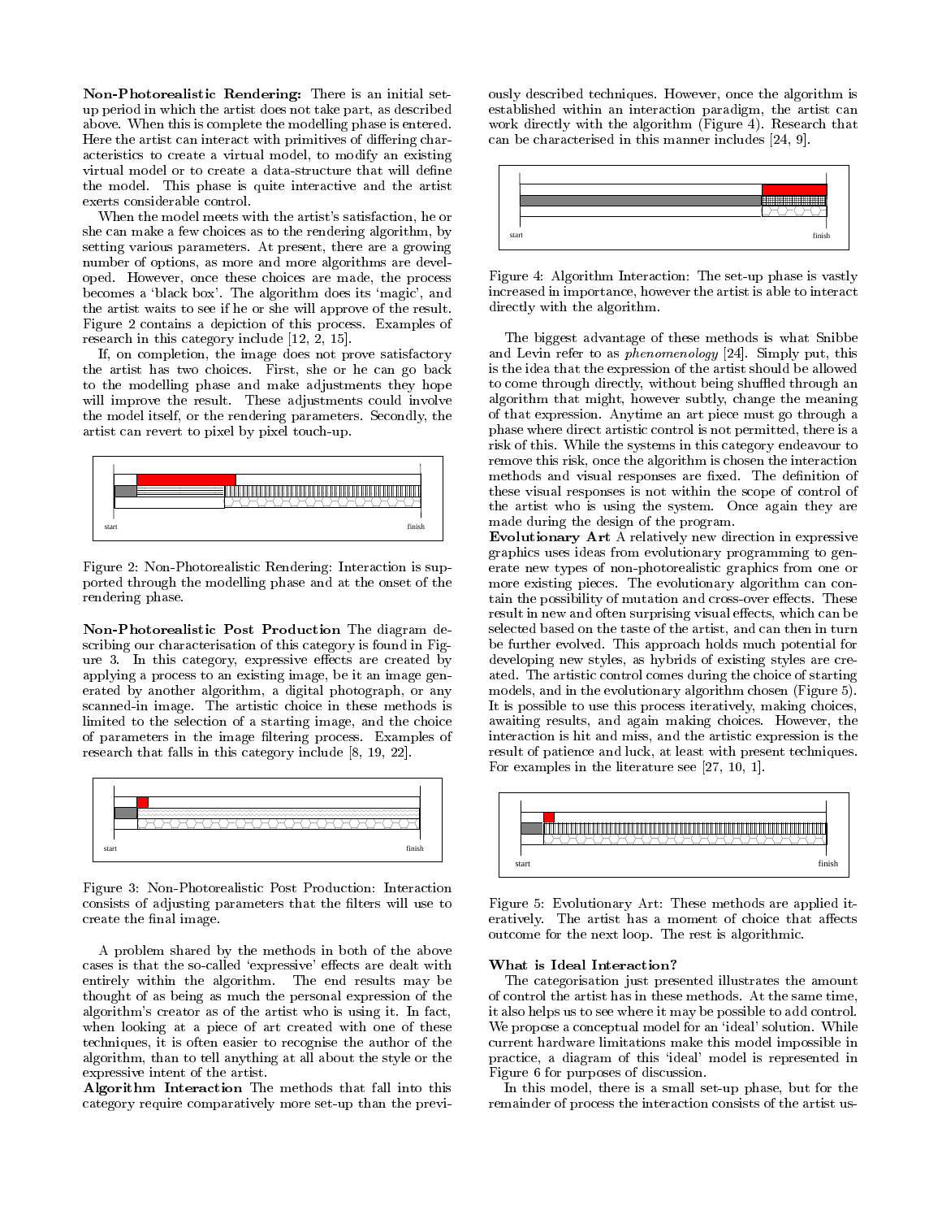**Non-Photorealistic Rendering:** There is an initial set-up period in which the artist does not take part, as described above. When this is complete the modelling phase is entered. Here the artist can interact with primitives of differing characteristics to create a virtual model, to modify an existing virtual model or to create a data-structure that will define the model. This phase is quite interactive and the artist exerts considerable control.

When the model meets with the artist's satisfaction, he or she can make a few choices as to the rendering algorithm, by setting various parameters. At present, there are a growing number of options, as more and more algorithms are developed. However, once these choices are made, the process becomes a 'black box'. The algorithm does its 'magic', and the artist waits to see if he or she will approve of the result. Figure 2 contains a depiction of this process. Examples of research in this category include [12, 2, 15].

If, on completion, the image does not prove satisfactory the artist has two choices. First, she or he can go back to the modelling phase and make adjustments they hope will improve the result. These adjustments could involve the model itself, or the rendering parameters. Secondly, the artist can revert to pixel by pixel touch-up.

start finish

Figure 2: Non-Photorealistic Rendering: Interaction is supported through the modelling phase and at the onset of the rendering phase.

**Non-Photorealistic Post Production** The diagram describing our characterisation of this category is found in Figure 3. In this category, expressive effects are created by applying a process to an existing image, be it an image generated by another algorithm, a digital photograph, or any scanned-in image. The artistic choice in these methods is limited to the selection of a starting image, and the choice of parameters in the image filtering process. Examples of research that falls in this category include [8, 19, 22].

start finish

Figure 3: Non-Photorealistic Post Production: Interaction consists of adjusting parameters that the filters will use to create the final image.

A problem shared by the methods in both of the above cases is that the so-called 'expressive' effects are dealt with entirely within the algorithm. The end results may be thought of as being as much the personal expression of the algorithm's creator as of the artist who is using it. In fact, when looking at a piece of art created with one of these techniques, it is often easier to recognise the author of the algorithm, than to tell anything at all about the style or the expressive intent of the artist.

**Algorithm Interaction** The methods that fall into this category require comparatively more set-up than the previously described techniques. However, once the algorithm is established within an interaction paradigm, the artist can work directly with the algorithm (Figure 4). Research that can be characterised in this manner includes [24, 9].

start finish

Figure 4: Algorithm Interaction: The set-up phase is vastly increased in importance, however the artist is able to interact directly with the algorithm.

The biggest advantage of these methods is what Snibbe and Levin refer to as *phenomenology* [24]. Simply put, this is the idea that the expression of the artist should be allowed to come through directly, without being shuffled through an algorithm that might, however subtly, change the meaning of that expression. Anytime an art piece must go through a phase where direct artistic control is not permitted, there is a risk of this. While the systems in this category endeavour to remove this risk, once the algorithm is chosen the interaction methods and visual responses are fixed. The definition of these visual responses is not within the scope of control of the artist who is using the system. Once again they are made during the design of the program.

**Evolutionary Art** A relatively new direction in expressive graphics uses ideas from evolutionary programming to generate new types of non-photorealistic graphics from one or more existing pieces. The evolutionary algorithm can contain the possibility of mutation and cross-over effects. These result in new and often surprising visual effects, which can be selected based on the taste of the artist, and can then in turn be further evolved. This approach holds much potential for developing new styles, as hybrids of existing styles are created. The artistic control comes during the choice of starting models, and in the evolutionary algorithm chosen (Figure 5). It is possible to use this process iteratively, making choices, awaiting results, and again making choices. However, the interaction is hit and miss, and the artistic expression is the result of patience and luck, at least with present techniques. For examples in the literature see [27, 10, 1].

start finish

Figure 5: Evolutionary Art: These methods are applied iteratively. The artist has a moment of choice that affects outcome for the next loop. The rest is algorithmic.

### What is Ideal Interaction?

The categorisation just presented illustrates the amount of control the artist has in these methods. At the same time, it also helps us to see where it may be possible to add control. We propose a conceptual model for an 'ideal' solution. While current hardware limitations make this model impossible in practice, a diagram of this 'ideal' model is represented in Figure 6 for purposes of discussion.

In this model, there is a small set-up phase, but for the remainder of process the interaction consists of the artist us-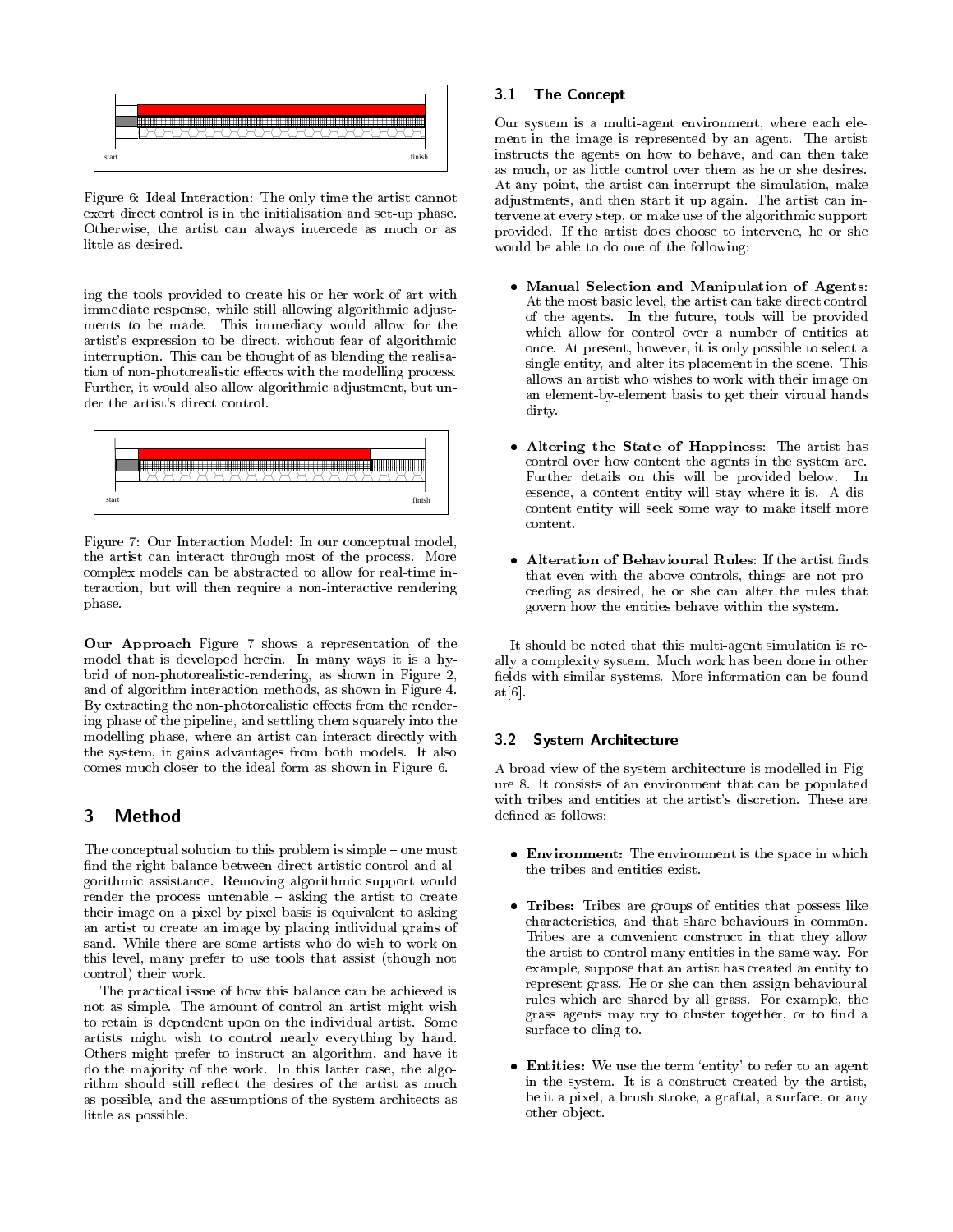Figure 6: Ideal Interaction: The only time the artist cannot exert direct control is in the initialisation and set-up phase. Otherwise, the artist can always intercede as much or as little as desired.

ing the tools provided to create his or her work of art with immediate response, while still allowing algorithmic adjustments to be made. This immediacy would allow for the artist's expression to be direct, without fear of algorithmic interruption. This can be thought of as blending the realisation of non-photorealistic effects with the modelling process. Further, it would also allow algorithmic adjustment, but under the artist's direct control.

Figure 7: Our Interaction Model: In our conceptual model, the artist can interact through most of the process. More complex models can be abstracted to allow for real-time interaction, but will then require a non-interactive rendering phase.

**Our Approach** Figure 7 shows a representation of the model that is developed herein. In many ways it is a hybrid of non-photorealistic-rendering, as shown in Figure 2, and of algorithm interaction methods, as shown in Figure 4. By extracting the non-photorealistic effects from the rendering phase of the pipeline, and settling them squarely into the modelling phase, where an artist can interact directly with the system, it gains advantages from both models. It also comes much closer to the ideal form as shown in Figure 6.

# 3 Method

The conceptual solution to this problem is simple – one must find the right balance between direct artistic control and algorithmic assistance. Removing algorithmic support would render the process untenable – asking the artist to create their image on a pixel by pixel basis is equivalent to asking an artist to create an image by placing individual grains of sand. While there are some artists who do wish to work on this level, many prefer to use tools that assist (though not control) their work.

The practical issue of how this balance can be achieved is not as simple. The amount of control an artist might wish to retain is dependent upon on the individual artist. Some artists might wish to control nearly everything by hand. Others might prefer to instruct an algorithm, and have it do the majority of the work. In this latter case, the algorithm should still reflect the desires of the artist as much as possible, and the assumptions of the system architects as little as possible.

## 3.1 The Concept

Our system is a multi-agent environment, where each element in the image is represented by an agent. The artist instructs the agents on how to behave, and can then take as much, or as little control over them as he or she desires. At any point, the artist can interrupt the simulation, make adjustments, and then start it up again. The artist can intervene at every step, or make use of the algorithmic support provided. If the artist does choose to intervene, he or she would be able to do one of the following:

- **Manual Selection and Manipulation of Agents**: At the most basic level, the artist can take direct control of the agents. In the future, tools will be provided which allow for control over a number of entities at once. At present, however, it is only possible to select a single entity, and alter its placement in the scene. This allows an artist who wishes to work with their image on an element-by-element basis to get their virtual hands dirty.
- **Altering the State of Happiness**: The artist has control over how content the agents in the system are. Further details on this will be provided below. In essence, a content entity will stay where it is. A discontent entity will seek some way to make itself more content.
- **Alteration of Behavioural Rules**: If the artist finds that even with the above controls, things are not proceeding as desired, he or she can alter the rules that govern how the entities behave within the system.

It should be noted that this multi-agent simulation is really a complexity system. Much work has been done in other fields with similar systems. More information can be found at[6].

## 3.2 System Architecture

A broad view of the system architecture is modelled in Figure 8. It consists of an environment that can be populated with tribes and entities at the artist's discretion. These are defined as follows:

- **Environment:** The environment is the space in which the tribes and entities exist.
- **Tribes:** Tribes are groups of entities that possess like characteristics, and that share behaviours in common. Tribes are a convenient construct in that they allow the artist to control many entities in the same way. For example, suppose that an artist has created an entity to represent grass. He or she can then assign behavioural rules which are shared by all grass. For example, the grass agents may try to cluster together, or to find a surface to cling to.
- **Entities:** We use the term 'entity' to refer to an agent in the system. It is a construct created by the artist, be it a pixel, a brush stroke, a graftal, a surface, or any other object.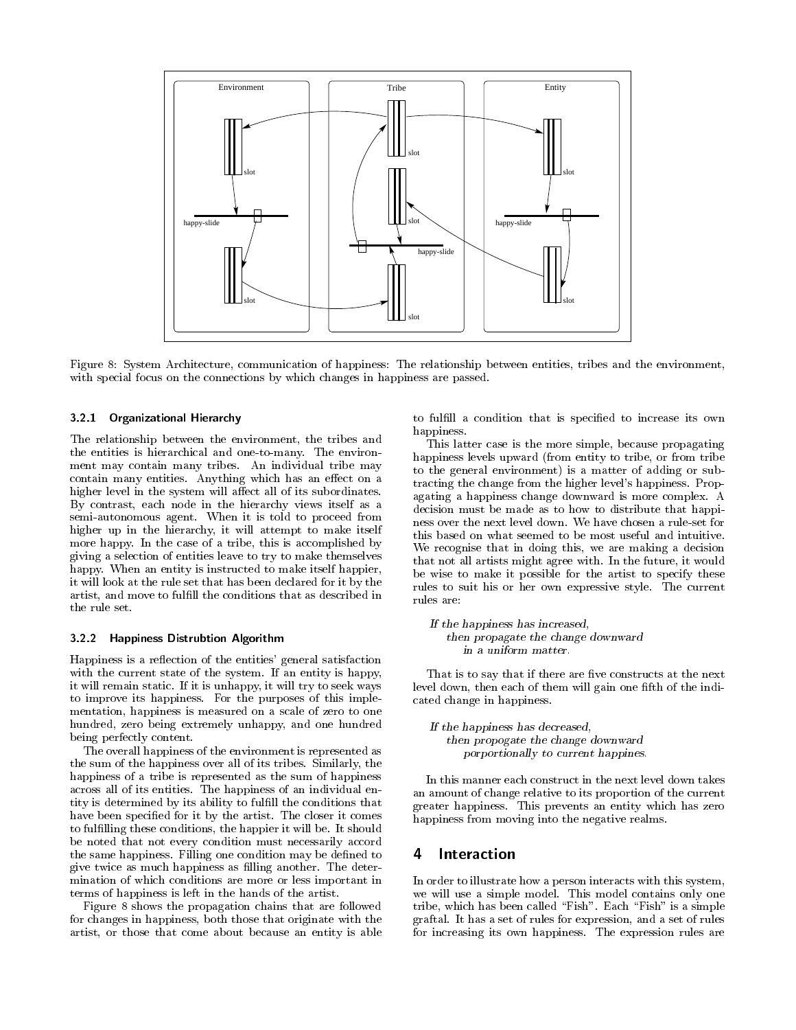Figure 8: System Architecture, communication of happiness: The relationship between entities, tribes and the environment, with special focus on the connections by which changes in happiness are passed.

### 3.2.1 Organizational Hierarchy

The relationship between the environment, the tribes and the entities is hierarchical and one-to-many. The environment may contain many tribes. An individual tribe may contain many entities. Anything which has an effect on a higher level in the system will affect all of its subordinates. By contrast, each node in the hierarchy views itself as a semi-autonomous agent. When it is told to proceed from higher up in the hierarchy, it will attempt to make itself more happy. In the case of a tribe, this is accomplished by giving a selection of entities leave to try to make themselves happy. When an entity is instructed to make itself happier, it will look at the rule set that has been declared for it by the artist, and move to fulfill the conditions that as described in the rule set.

### 3.2.2 Happiness Distrubtion Algorithm

Happiness is a reflection of the entities' general satisfaction with the current state of the system. If an entity is happy, it will remain static. If it is unhappy, it will try to seek ways to improve its happiness. For the purposes of this implementation, happiness is measured on a scale of zero to one hundred, zero being extremely unhappy, and one hundred being perfectly content.

The overall happiness of the environment is represented as the sum of the happiness over all of its tribes. Similarly, the happiness of a tribe is represented as the sum of happiness across all of its entities. The happiness of an individual entity is determined by its ability to fulfill the conditions that have been specified for it by the artist. The closer it comes to fulfilling these conditions, the happier it will be. It should be noted that not every condition must necessarily accord the same happiness. Filling one condition may be defined to give twice as much happiness as filling another. The determination of which conditions are more or less important in terms of happiness is left in the hands of the artist.

Figure 8 shows the propagation chains that are followed for changes in happiness, both those that originate with the artist, or those that come about because an entity is able to fulfill a condition that is specified to increase its own happiness.

This latter case is the more simple, because propagating happiness levels upward (from entity to tribe, or from tribe to the general environment) is a matter of adding or subtracting the change from the higher level's happiness. Propagating a happiness change downward is more complex. A decision must be made as to how to distribute that happiness over the next level down. We have chosen a rule-set for this based on what seemed to be most useful and intuitive. We recognise that in doing this, we are making a decision that not all artists might agree with. In the future, it would be wise to make it possible for the artist to specify these rules to suit his or her own expressive style. The current rules are:

*If the happiness has increased,*
*then propagate the change downward*
*in a uniform matter.*

That is to say that if there are five constructs at the next level down, then each of them will gain one fifth of the indicated change in happiness.

*If the happiness has decreased,*
*then propogate the change downward*
*porportionally to current happines.*

In this manner each construct in the next level down takes an amount of change relative to its proportion of the current greater happiness. This prevents an entity which has zero happiness from moving into the negative realms.

# 4 Interaction

In order to illustrate how a person interacts with this system, we will use a simple model. This model contains only one tribe, which has been called "Fish". Each "Fish" is a simple graftal. It has a set of rules for expression, and a set of rules for increasing its own happiness. The expression rules are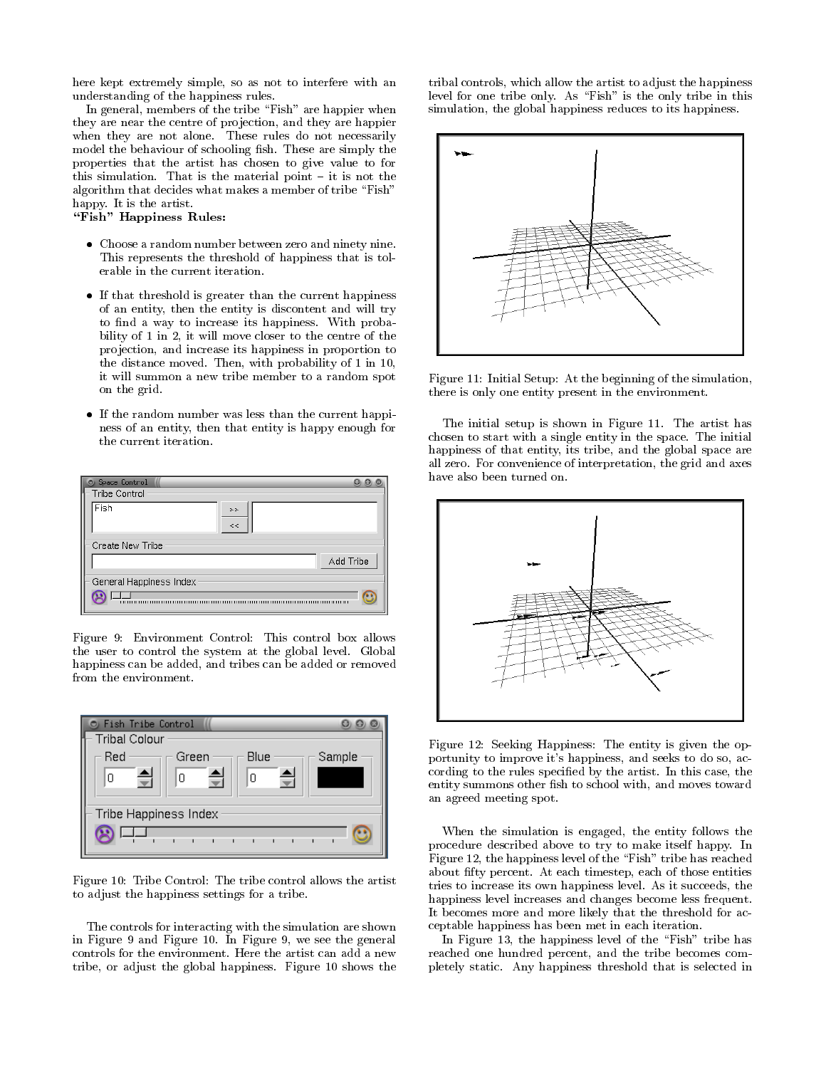here kept extremely simple, so as not to interfere with an understanding of the happiness rules.

In general, members of the tribe "Fish" are happier when they are near the centre of projection, and they are happier when they are not alone. These rules do not necessarily model the behaviour of schooling fish. These are simply the properties that the artist has chosen to give value to for this simulation. That is the material point – it is not the algorithm that decides what makes a member of tribe "Fish" happy. It is the artist.

**"Fish" Happiness Rules:**

- Choose a random number between zero and ninety nine. This represents the threshold of happiness that is tolerable in the current iteration.
- If that threshold is greater than the current happiness of an entity, then the entity is discontent and will try to find a way to increase its happiness. With probability of 1 in 2, it will move closer to the centre of the projection, and increase its happiness in proportion to the distance moved. Then, with probability of 1 in 10, it will summon a new tribe member to a random spot on the grid.
- If the random number was less than the current happiness of an entity, then that entity is happy enough for the current iteration.

Figure 9: Environment Control: This control box allows the user to control the system at the global level. Global happiness can be added, and tribes can be added or removed from the environment.

Figure 10: Tribe Control: The tribe control allows the artist to adjust the happiness settings for a tribe.

The controls for interacting with the simulation are shown in Figure 9 and Figure 10. In Figure 9, we see the general controls for the environment. Here the artist can add a new tribe, or adjust the global happiness. Figure 10 shows the tribal controls, which allow the artist to adjust the happiness level for one tribe only. As "Fish" is the only tribe in this simulation, the global happiness reduces to its happiness.

Figure 11: Initial Setup: At the beginning of the simulation, there is only one entity present in the environment.

The initial setup is shown in Figure 11. The artist has chosen to start with a single entity in the space. The initial happiness of that entity, its tribe, and the global space are all zero. For convenience of interpretation, the grid and axes have also been turned on.

Figure 12: Seeking Happiness: The entity is given the opportunity to improve it's happiness, and seeks to do so, according to the rules specified by the artist. In this case, the entity summons other fish to school with, and moves toward an agreed meeting spot.

When the simulation is engaged, the entity follows the procedure described above to try to make itself happy. In Figure 12, the happiness level of the "Fish" tribe has reached about fifty percent. At each timestep, each of those entities tries to increase its own happiness level. As it succeeds, the happiness level increases and changes become less frequent. It becomes more and more likely that the threshold for acceptable happiness has been met in each iteration.

In Figure 13, the happiness level of the "Fish" tribe has reached one hundred percent, and the tribe becomes completely static. Any happiness threshold that is selected in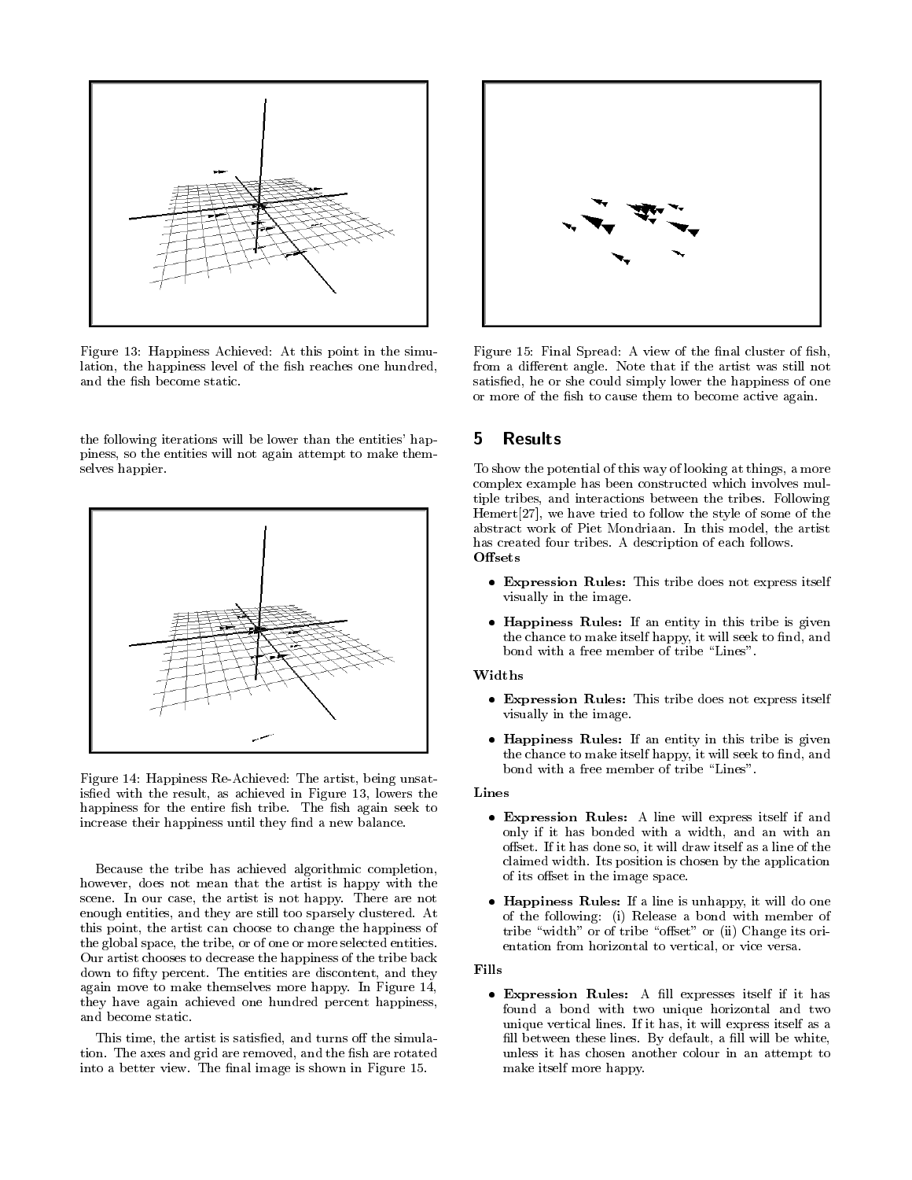Figure 13: Happiness Achieved: At this point in the simulation, the happiness level of the fish reaches one hundred, and the fish become static.

the following iterations will be lower than the entities' happiness, so the entities will not again attempt to make themselves happier.

Figure 14: Happiness Re-Achieved: The artist, being unsatisfied with the result, as achieved in Figure 13, lowers the happiness for the entire fish tribe. The fish again seek to increase their happiness until they find a new balance.

Because the tribe has achieved algorithmic completion, however, does not mean that the artist is happy with the scene. In our case, the artist is not happy. There are not enough entities, and they are still too sparsely clustered. At this point, the artist can choose to change the happiness of the global space, the tribe, or of one or more selected entities. Our artist chooses to decrease the happiness of the tribe back down to fifty percent. The entities are discontent, and they again move to make themselves more happy. In Figure 14, they have again achieved one hundred percent happiness, and become static.

This time, the artist is satisfied, and turns off the simulation. The axes and grid are removed, and the fish are rotated into a better view. The final image is shown in Figure 15.

Figure 15: Final Spread: A view of the final cluster of fish, from a different angle. Note that if the artist was still not satisfied, he or she could simply lower the happiness of one or more of the fish to cause them to become active again.

## 5 Results

To show the potential of this way of looking at things, a more complex example has been constructed which involves multiple tribes, and interactions between the tribes. Following Hemert[27], we have tried to follow the style of some of the abstract work of Piet Mondriaan. In this model, the artist has created four tribes. A description of each follows.

**Offsets**

- **Expression Rules:** This tribe does not express itself visually in the image.
- **Happiness Rules:** If an entity in this tribe is given the chance to make itself happy, it will seek to find, and bond with a free member of tribe "Lines".

**Widths**

- **Expression Rules:** This tribe does not express itself visually in the image.
- **Happiness Rules:** If an entity in this tribe is given the chance to make itself happy, it will seek to find, and bond with a free member of tribe "Lines".

**Lines**

- **Expression Rules:** A line will express itself if and only if it has bonded with a width, and an with an offset. If it has done so, it will draw itself as a line of the claimed width. Its position is chosen by the application of its offset in the image space.
- **Happiness Rules:** If a line is unhappy, it will do one of the following: (i) Release a bond with member of tribe "width" or of tribe "offset" or (ii) Change its orientation from horizontal to vertical, or vice versa.

**Fills**

- **Expression Rules:** A fill expresses itself if it has found a bond with two unique horizontal and two unique vertical lines. If it has, it will express itself as a fill between these lines. By default, a fill will be white, unless it has chosen another colour in an attempt to make itself more happy.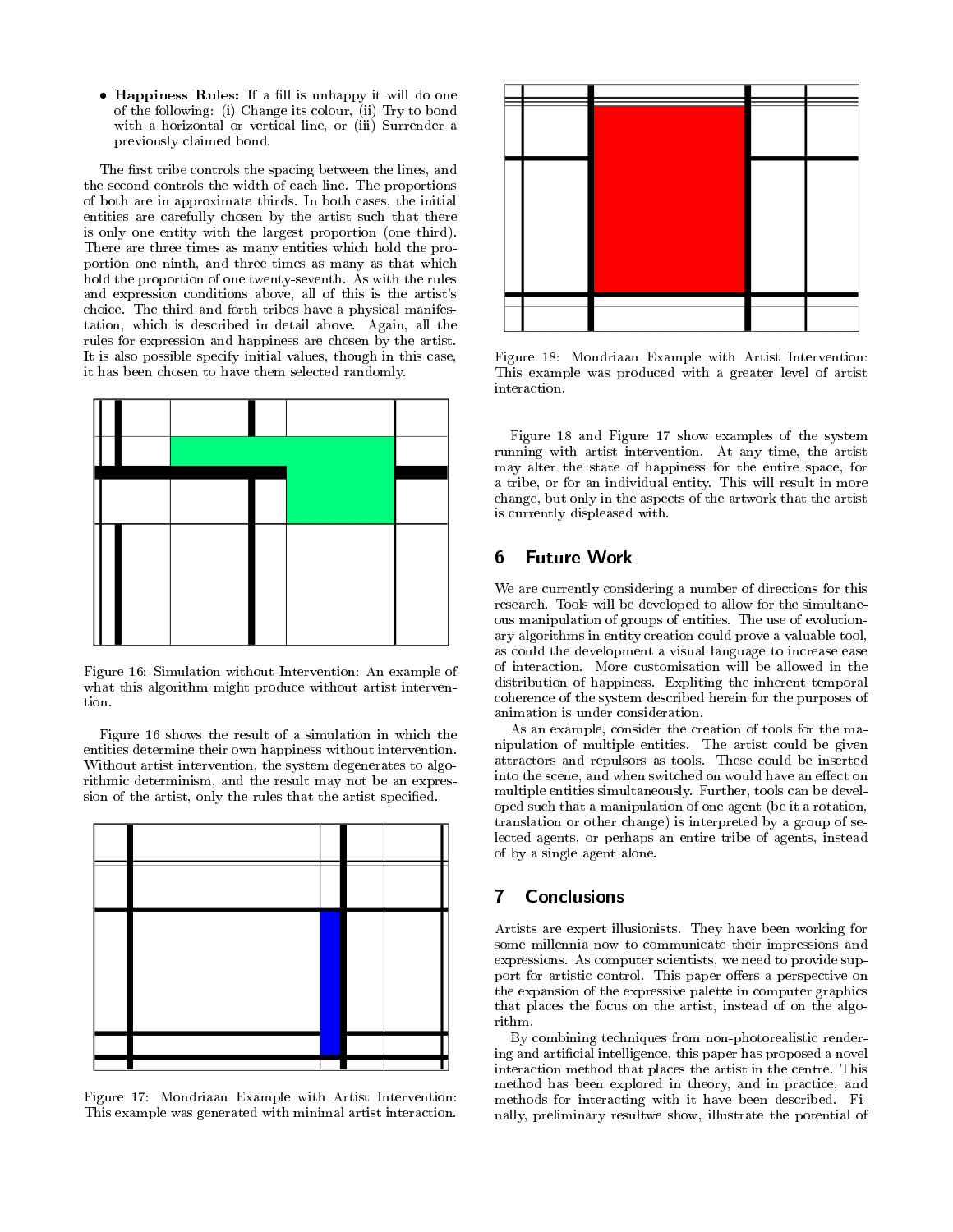- **Happiness Rules:** If a fill is unhappy it will do one of the following: (i) Change its colour, (ii) Try to bond with a horizontal or vertical line, or (iii) Surrender a previously claimed bond.

The first tribe controls the spacing between the lines, and the second controls the width of each line. The proportions of both are in approximate thirds. In both cases, the initial entities are carefully chosen by the artist such that there is only one entity with the largest proportion (one third). There are three times as many entities which hold the proportion one ninth, and three times as many as that which hold the proportion of one twenty-seventh. As with the rules and expression conditions above, all of this is the artist's choice. The third and forth tribes have a physical manifestation, which is described in detail above. Again, all the rules for expression and happiness are chosen by the artist. It is also possible specify initial values, though in this case, it has been chosen to have them selected randomly.

Figure 16: Simulation without Intervention: An example of what this algorithm might produce without artist intervention.

Figure 16 shows the result of a simulation in which the entities determine their own happiness without intervention. Without artist intervention, the system degenerates to algorithmic determinism, and the result may not be an expression of the artist, only the rules that the artist specified.

Figure 17: Mondriaan Example with Artist Intervention: This example was generated with minimal artist interaction.

Figure 18: Mondriaan Example with Artist Intervention: This example was produced with a greater level of artist interaction.

Figure 18 and Figure 17 show examples of the system running with artist intervention. At any time, the artist may alter the state of happiness for the entire space, for a tribe, or for an individual entity. This will result in more change, but only in the aspects of the artwork that the artist is currently displeased with.

## 6 Future Work

We are currently considering a number of directions for this research. Tools will be developed to allow for the simultaneous manipulation of groups of entities. The use of evolutionary algorithms in entity creation could prove a valuable tool, as could the development a visual language to increase ease of interaction. More customisation will be allowed in the distribution of happiness. Expliting the inherent temporal coherence of the system described herein for the purposes of animation is under consideration.

As an example, consider the creation of tools for the manipulation of multiple entities. The artist could be given attractors and repulsors as tools. These could be inserted into the scene, and when switched on would have an effect on multiple entities simultaneously. Further, tools can be developed such that a manipulation of one agent (be it a rotation, translation or other change) is interpreted by a group of selected agents, or perhaps an entire tribe of agents, instead of by a single agent alone.

## 7 Conclusions

Artists are expert illusionists. They have been working for some millennia now to communicate their impressions and expressions. As computer scientists, we need to provide support for artistic control. This paper offers a perspective on the expansion of the expressive palette in computer graphics that places the focus on the artist, instead of on the algorithm.

By combining techniques from non-photorealistic rendering and artificial intelligence, this paper has proposed a novel interaction method that places the artist in the centre. This method has been explored in theory, and in practice, and methods for interacting with it have been described. Finally, preliminary resultwe show, illustrate the potential of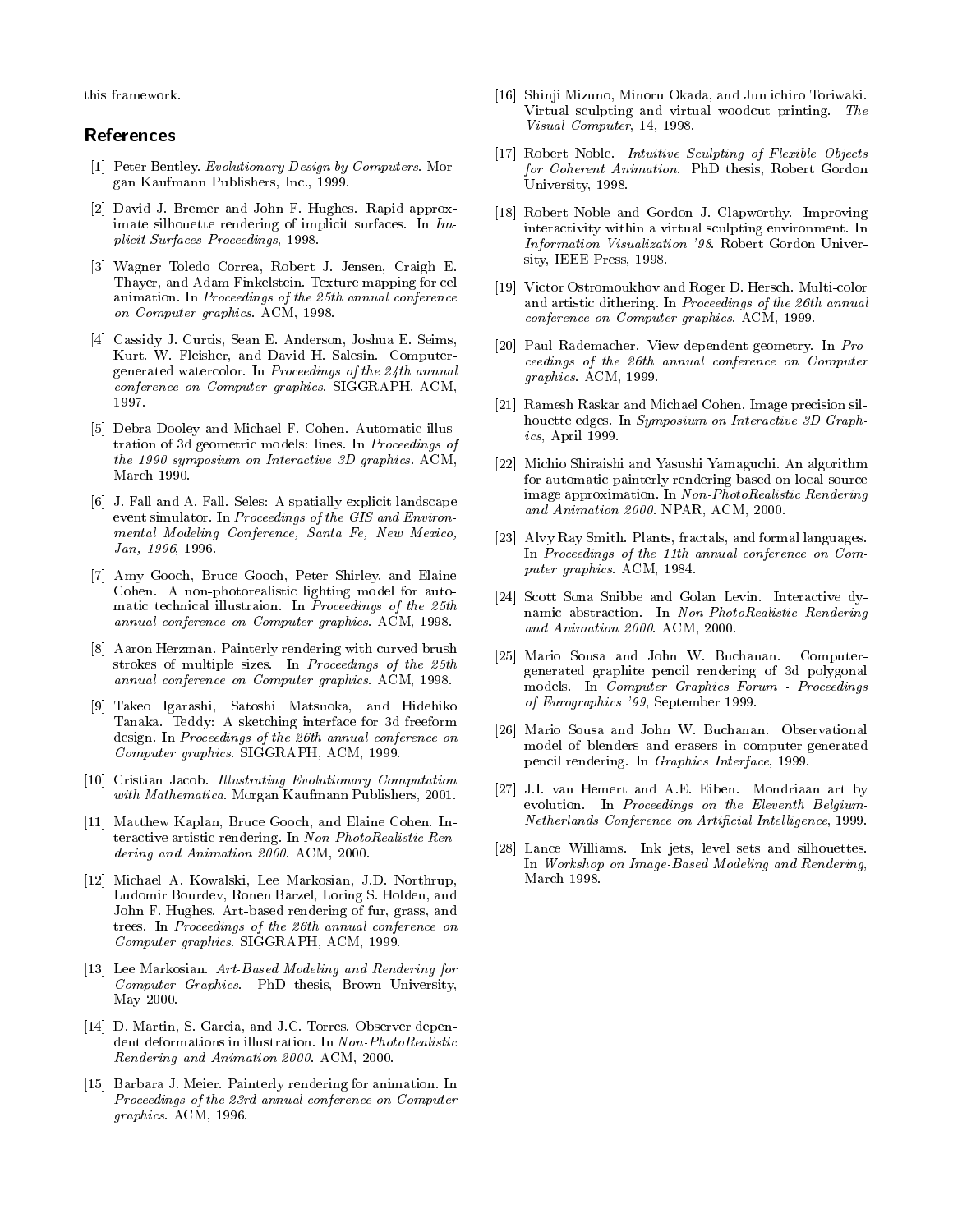this framework.

## References

[1] Peter Bentley. *Evolutionary Design by Computers*. Morgan Kaufmann Publishers, Inc., 1999.

[2] David J. Bremer and John F. Hughes. Rapid approximate silhouette rendering of implicit surfaces. In *Implicit Surfaces Proceedings*, 1998.

[3] Wagner Toledo Correa, Robert J. Jensen, Craigh E. Thayer, and Adam Finkelstein. Texture mapping for cel animation. In *Proceedings of the 25th annual conference on Computer graphics*. ACM, 1998.

[4] Cassidy J. Curtis, Sean E. Anderson, Joshua E. Seims, Kurt. W. Fleisher, and David H. Salesin. Computer-generated watercolor. In *Proceedings of the 24th annual conference on Computer graphics*. SIGGRAPH, ACM, 1997.

[5] Debra Dooley and Michael F. Cohen. Automatic illustration of 3d geometric models: lines. In *Proceedings of the 1990 symposium on Interactive 3D graphics*. ACM, March 1990.

[6] J. Fall and A. Fall. Seles: A spatially explicit landscape event simulator. In *Proceedings of the GIS and Environmental Modeling Conference, Santa Fe, New Mexico, Jan, 1996*, 1996.

[7] Amy Gooch, Bruce Gooch, Peter Shirley, and Elaine Cohen. A non-photorealistic lighting model for automatic technical illustraion. In *Proceedings of the 25th annual conference on Computer graphics*. ACM, 1998.

[8] Aaron Herzman. Painterly rendering with curved brush strokes of multiple sizes. In *Proceedings of the 25th annual conference on Computer graphics*. ACM, 1998.

[9] Takeo Igarashi, Satoshi Matsuoka, and Hidehiko Tanaka. Teddy: A sketching interface for 3d freeform design. In *Proceedings of the 26th annual conference on Computer graphics*. SIGGRAPH, ACM, 1999.

[10] Cristian Jacob. *Illustrating Evolutionary Computation with Mathematica*. Morgan Kaufmann Publishers, 2001.

[11] Matthew Kaplan, Bruce Gooch, and Elaine Cohen. Interactive artistic rendering. In *Non-PhotoRealistic Rendering and Animation 2000*. ACM, 2000.

[12] Michael A. Kowalski, Lee Markosian, J.D. Northrup, Ludomir Bourdev, Ronen Barzel, Loring S. Holden, and John F. Hughes. Art-based rendering of fur, grass, and trees. In *Proceedings of the 26th annual conference on Computer graphics*. SIGGRAPH, ACM, 1999.

[13] Lee Markosian. *Art-Based Modeling and Rendering for Computer Graphics*. PhD thesis, Brown University, May 2000.

[14] D. Martin, S. Garcia, and J.C. Torres. Observer dependent deformations in illustration. In *Non-PhotoRealistic Rendering and Animation 2000*. ACM, 2000.

[15] Barbara J. Meier. Painterly rendering for animation. In *Proceedings of the 23rd annual conference on Computer graphics*. ACM, 1996.

[16] Shinji Mizuno, Minoru Okada, and Jun ichiro Toriwaki. Virtual sculpting and virtual woodcut printing. *The Visual Computer*, 14, 1998.

[17] Robert Noble. *Intuitive Sculpting of Flexible Objects for Coherent Animation*. PhD thesis, Robert Gordon University, 1998.

[18] Robert Noble and Gordon J. Clapworthy. Improving interactivity within a virtual sculpting environment. In *Information Visualization '98*. Robert Gordon University, IEEE Press, 1998.

[19] Victor Ostromoukhov and Roger D. Hersch. Multi-color and artistic dithering. In *Proceedings of the 26th annual conference on Computer graphics*. ACM, 1999.

[20] Paul Rademacher. View-dependent geometry. In *Proceedings of the 26th annual conference on Computer graphics*. ACM, 1999.

[21] Ramesh Raskar and Michael Cohen. Image precision silhouette edges. In *Symposium on Interactive 3D Graphics*, April 1999.

[22] Michio Shiraishi and Yasushi Yamaguchi. An algorithm for automatic painterly rendering based on local source image approximation. In *Non-PhotoRealistic Rendering and Animation 2000*. NPAR, ACM, 2000.

[23] Alvy Ray Smith. Plants, fractals, and formal languages. In *Proceedings of the 11th annual conference on Computer graphics*. ACM, 1984.

[24] Scott Sona Snibbe and Golan Levin. Interactive dynamic abstraction. In *Non-PhotoRealistic Rendering and Animation 2000*. ACM, 2000.

[25] Mario Sousa and John W. Buchanan. Computer-generated graphite pencil rendering of 3d polygonal models. In *Computer Graphics Forum - Proceedings of Eurographics '99*, September 1999.

[26] Mario Sousa and John W. Buchanan. Observational model of blenders and erasers in computer-generated pencil rendering. In *Graphics Interface*, 1999.

[27] J.I. van Hemert and A.E. Eiben. Mondriaan art by evolution. In *Proceedings on the Eleventh Belgium-Netherlands Conference on Artificial Intelligence*, 1999.

[28] Lance Williams. Ink jets, level sets and silhouettes. In *Workshop on Image-Based Modeling and Rendering*, March 1998.